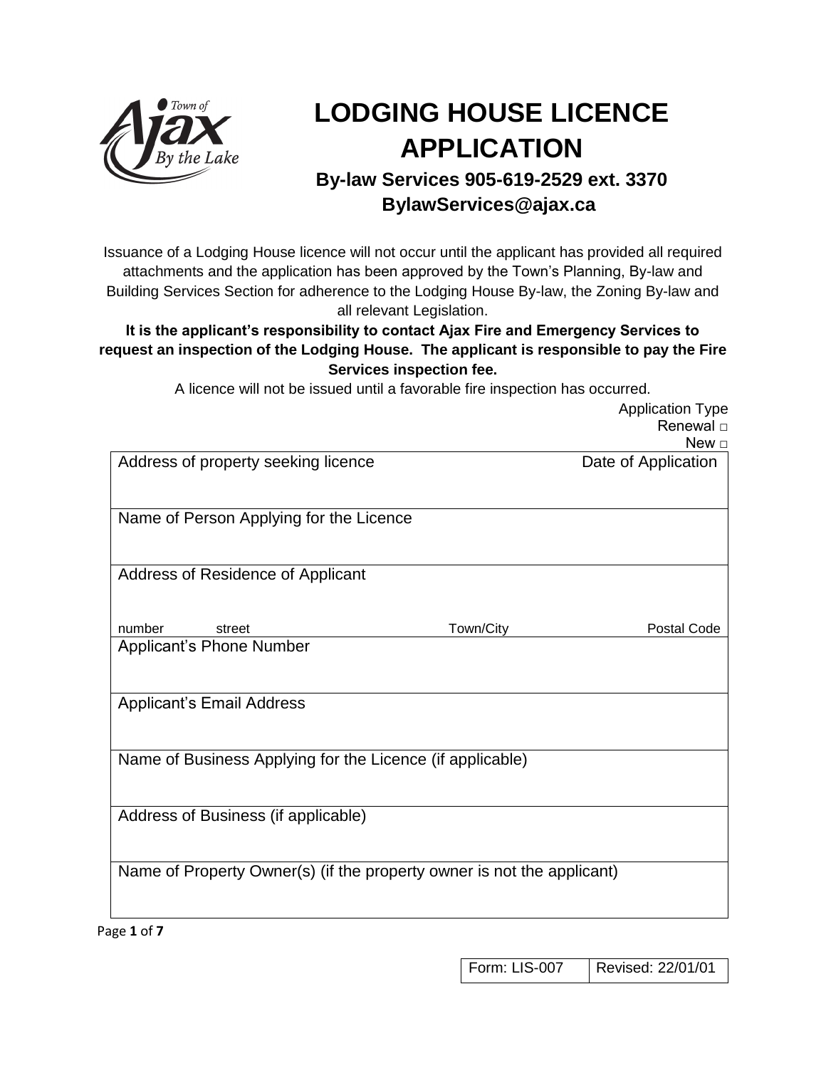# LODGING HOUSE LICENCE APPLICATION

**By-law Services 905-619-2529 ext. 3370**
**BylawServices@ajax.ca**

Issuance of a Lodging House licence will not occur until the applicant has provided all required attachments and the application has been approved by the Town's Planning, By-law and Building Services Section for adherence to the Lodging House By-law, the Zoning By-law and all relevant Legislation.

**It is the applicant's responsibility to contact Ajax Fire and Emergency Services to request an inspection of the Lodging House. The applicant is responsible to pay the Fire Services inspection fee.**

A licence will not be issued until a favorable fire inspection has occurred.

Application Type
Renewal □
New □

| Address of property seeking licence | | | Date of Application |
|---|---|---|---|
| Name of Person Applying for the Licence | | | |
| Address of Residence of Applicant<br><br>number street | | Town/City | Postal Code |
| Applicant's Phone Number | | | |
| Applicant's Email Address | | | |
| Name of Business Applying for the Licence (if applicable) | | | |
| Address of Business (if applicable) | | | |
| Name of Property Owner(s) (if the property owner is not the applicant) | | | |

| Form: LIS-007 | Revised: 22/01/01 |
|---|---|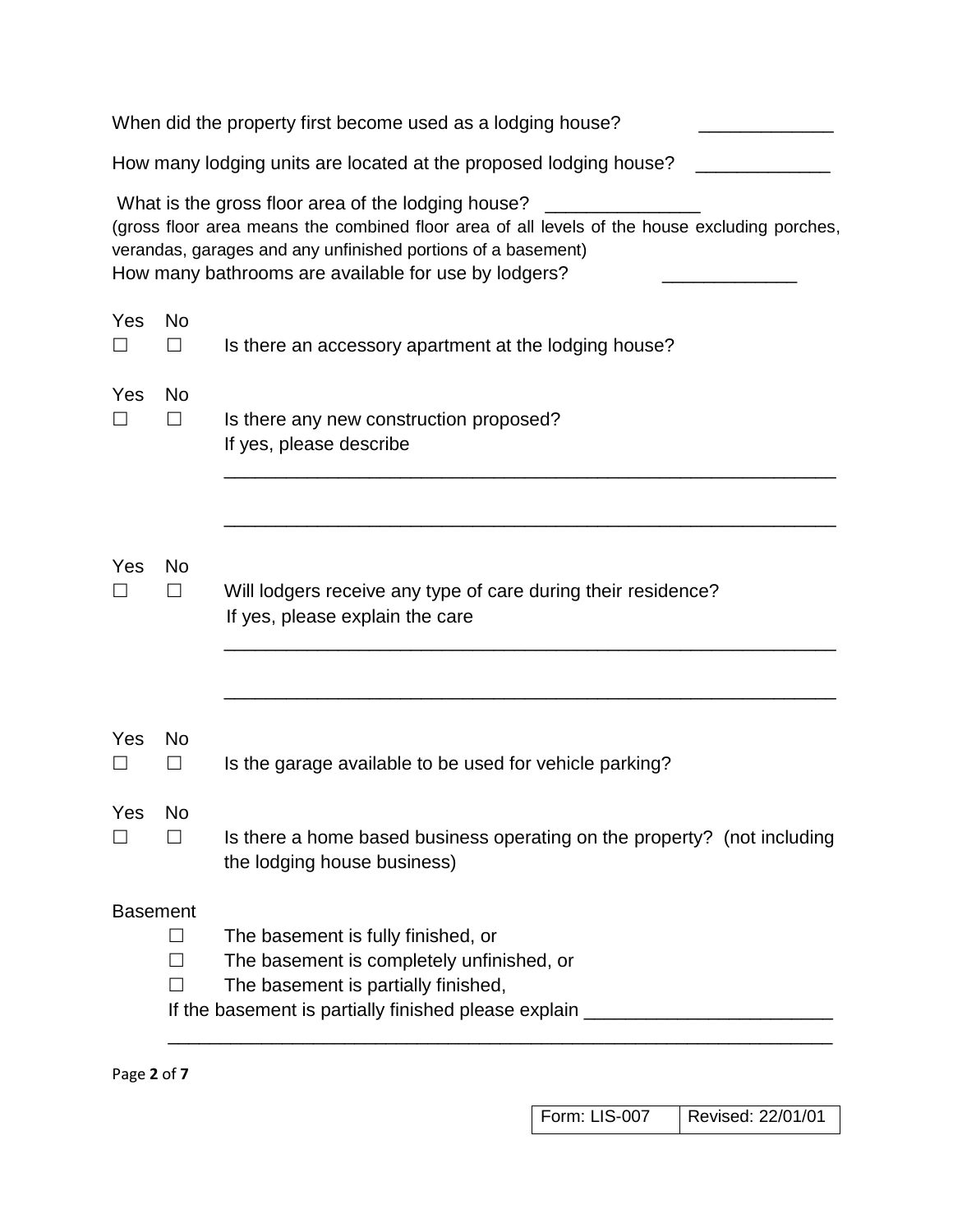When did the property first become used as a lodging house? _____________

How many lodging units are located at the proposed lodging house? _____________

What is the gross floor area of the lodging house? _______________
(gross floor area means the combined floor area of all levels of the house excluding porches, verandas, garages and any unfinished portions of a basement)

How many bathrooms are available for use by lodgers? _____________

| Yes | No | |
|---|---|---|
| ☐ | ☐ | Is there an accessory apartment at the lodging house? |
| ☐ | ☐ | Is there any new construction proposed? If yes, please describe ____________________________________________________________ ____________________________________________________________ |
| ☐ | ☐ | Will lodgers receive any type of care during their residence? If yes, please explain the care ____________________________________________________________ ____________________________________________________________ |
| ☐ | ☐ | Is the garage available to be used for vehicle parking? |
| ☐ | ☐ | Is there a home based business operating on the property? (not including the lodging house business) |

Basement

☐ The basement is fully finished, or
☐ The basement is completely unfinished, or
☐ The basement is partially finished,

If the basement is partially finished please explain ________________________
_________________________________________________________________

| Form: LIS-007 | Revised: 22/01/01 |
|---|---|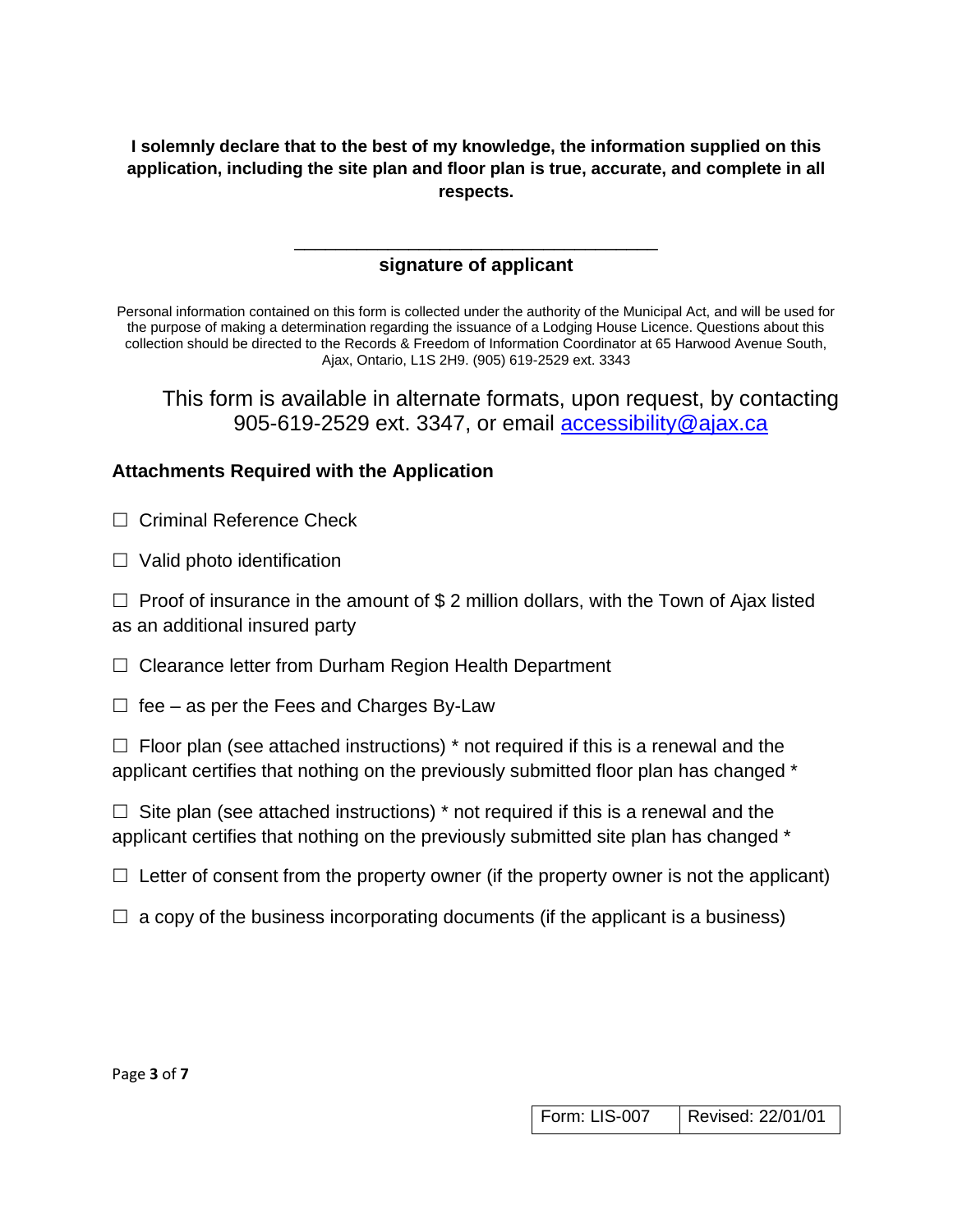**I solemnly declare that to the best of my knowledge, the information supplied on this application, including the site plan and floor plan is true, accurate, and complete in all respects.**

\_\_\_\_\_\_\_\_\_\_\_\_\_\_\_\_\_\_\_\_\_\_\_\_\_\_\_\_\_\_\_\_\_\_\_\_\_\_

**signature of applicant**

Personal information contained on this form is collected under the authority of the Municipal Act, and will be used for the purpose of making a determination regarding the issuance of a Lodging House Licence. Questions about this collection should be directed to the Records & Freedom of Information Coordinator at 65 Harwood Avenue South, Ajax, Ontario, L1S 2H9. (905) 619-2529 ext. 3343

This form is available in alternate formats, upon request, by contacting 905-619-2529 ext. 3347, or email [accessibility@ajax.ca](mailto:accessibility@ajax.ca)

### Attachments Required with the Application

☐ Criminal Reference Check

☐ Valid photo identification

☐ Proof of insurance in the amount of $ 2 million dollars, with the Town of Ajax listed as an additional insured party

☐ Clearance letter from Durham Region Health Department

☐ fee – as per the Fees and Charges By-Law

☐ Floor plan (see attached instructions) * not required if this is a renewal and the applicant certifies that nothing on the previously submitted floor plan has changed *

☐ Site plan (see attached instructions) * not required if this is a renewal and the applicant certifies that nothing on the previously submitted site plan has changed *

☐ Letter of consent from the property owner (if the property owner is not the applicant)

☐ a copy of the business incorporating documents (if the applicant is a business)

| Form: LIS-007 | Revised: 22/01/01 |
| --- | --- |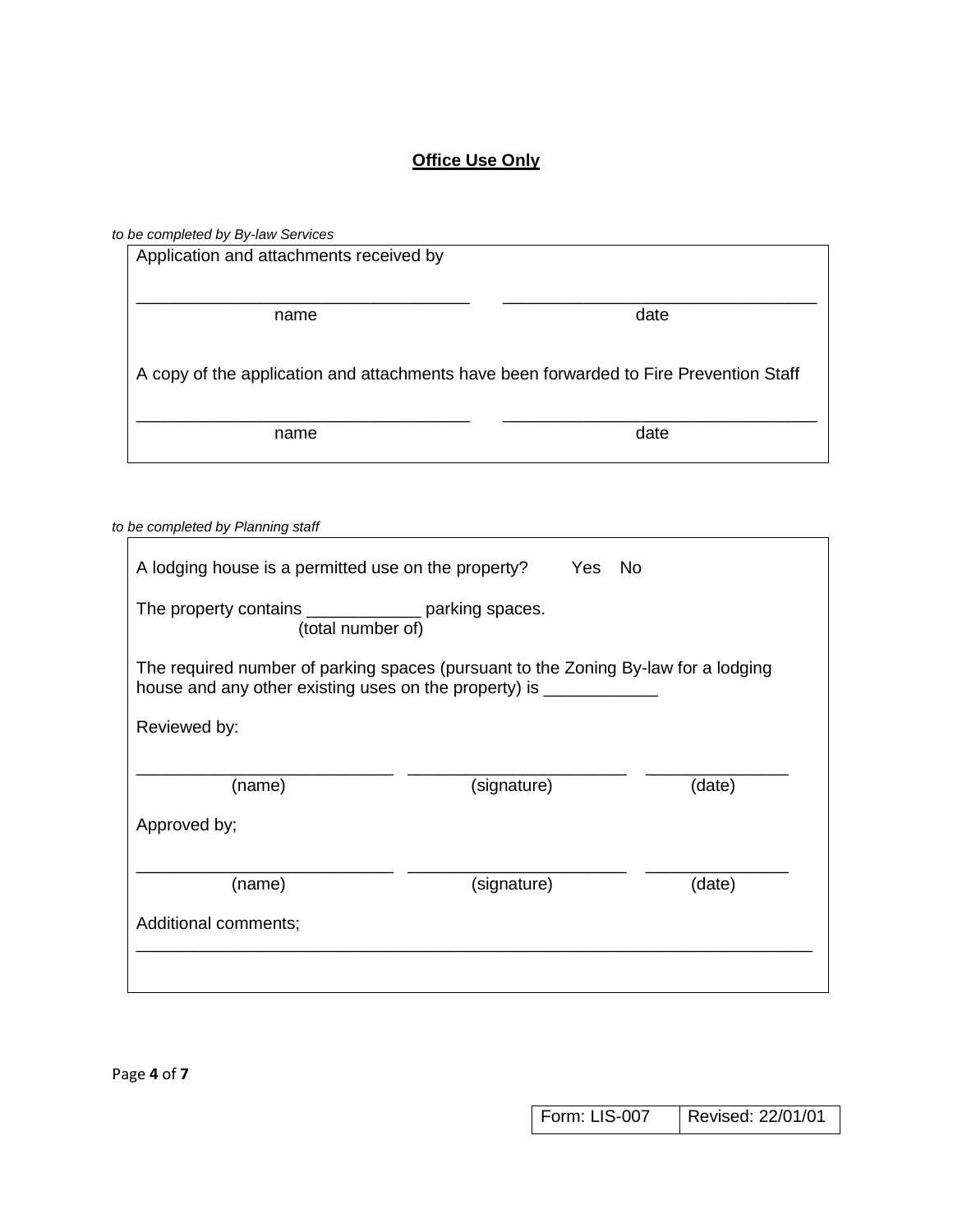**Office Use Only**

*to be completed by By-law Services*

Application and attachments received by

| ___________________________________ | ___________________________________ |
|---|---|
| name | date |

A copy of the application and attachments have been forwarded to Fire Prevention Staff

| ___________________________________ | ___________________________________ |
|---|---|
| name | date |

*to be completed by Planning staff*

A lodging house is a permitted use on the property? Yes No

The property contains ____________ parking spaces.
(total number of)

The required number of parking spaces (pursuant to the Zoning By-law for a lodging house and any other existing uses on the property) is ____________

Reviewed by:

| ___________________________ | _______________________ | _______________ |
|---|---|---|
| (name) | (signature) | (date) |

Approved by;

| ___________________________ | _______________________ | _______________ |
|---|---|---|
| (name) | (signature) | (date) |

Additional comments;

_______________________________________________________________________

Form: LIS-007 | Revised: 22/01/01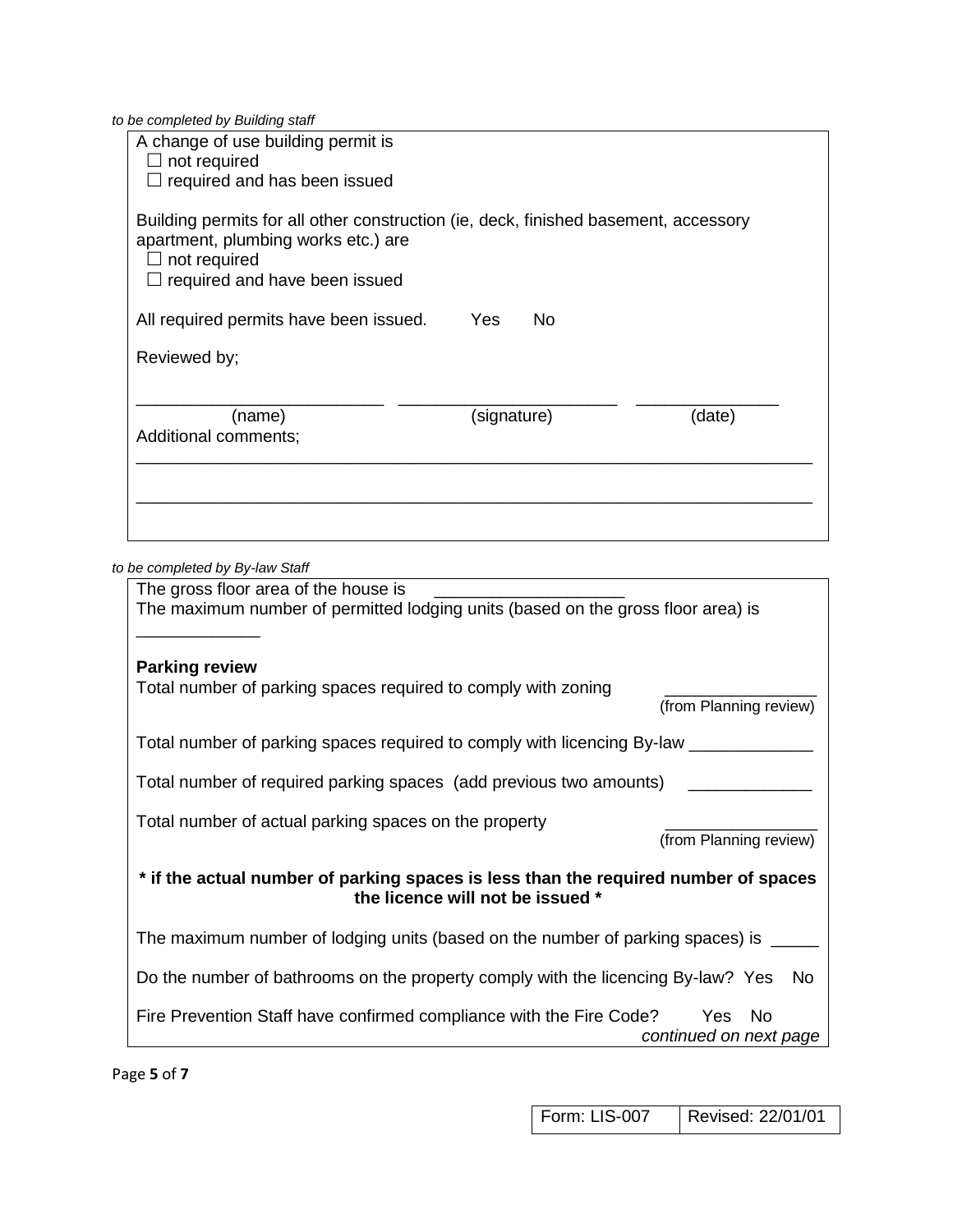*to be completed by Building staff*

A change of use building permit is
- ☐ not required
- ☐ required and has been issued

Building permits for all other construction (ie, deck, finished basement, accessory apartment, plumbing works etc.) are
- ☐ not required
- ☐ required and have been issued

All required permits have been issued. Yes No

Reviewed by;

_________________________ ______________________ ______________
(name) (signature) (date)

Additional comments;

_____________________________________________________________________

_____________________________________________________________________

*to be completed by By-law Staff*

The gross floor area of the house is ____________________

The maximum number of permitted lodging units (based on the gross floor area) is _____________

**Parking review**

Total number of parking spaces required to comply with zoning ________________ (from Planning review)

Total number of parking spaces required to comply with licencing By-law _____________

Total number of required parking spaces (add previous two amounts) _____________

Total number of actual parking spaces on the property ________________ (from Planning review)

**\* if the actual number of parking spaces is less than the required number of spaces the licence will not be issued \***

The maximum number of lodging units (based on the number of parking spaces) is _____

Do the number of bathrooms on the property comply with the licencing By-law? Yes No

Fire Prevention Staff have confirmed compliance with the Fire Code? Yes No

*continued on next page*

| Form: LIS-007 | Revised: 22/01/01 |
|---|---|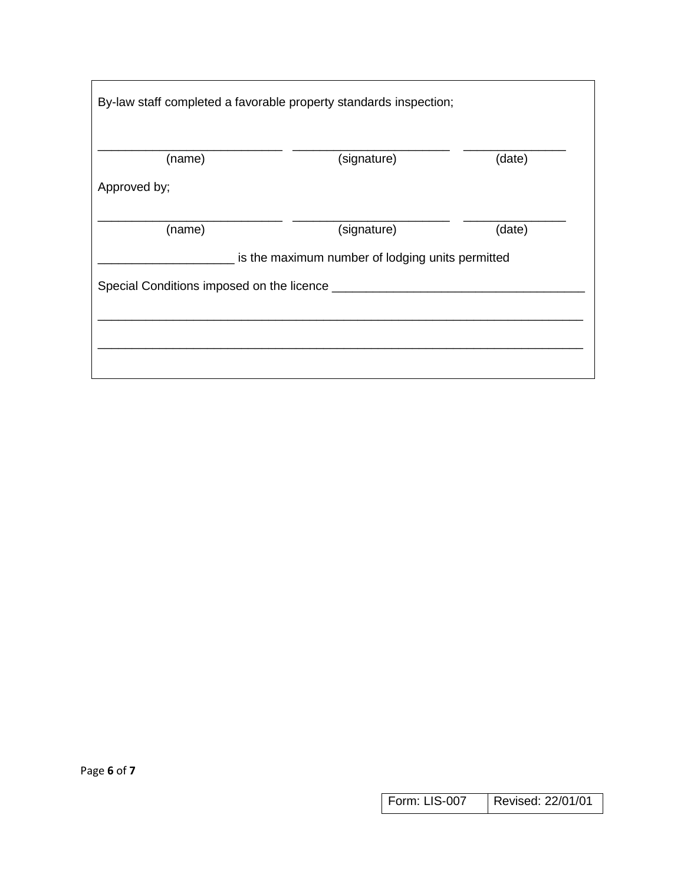By-law staff completed a favorable property standards inspection;

___________________________ ______________________ _______________
(name) (signature) (date)

Approved by;

___________________________ ______________________ _______________
(name) (signature) (date)

____________________ is the maximum number of lodging units permitted

Special Conditions imposed on the licence _____________________________________

_______________________________________________________________________

_______________________________________________________________________

| Form: LIS-007 | Revised: 22/01/01 |
|---|---|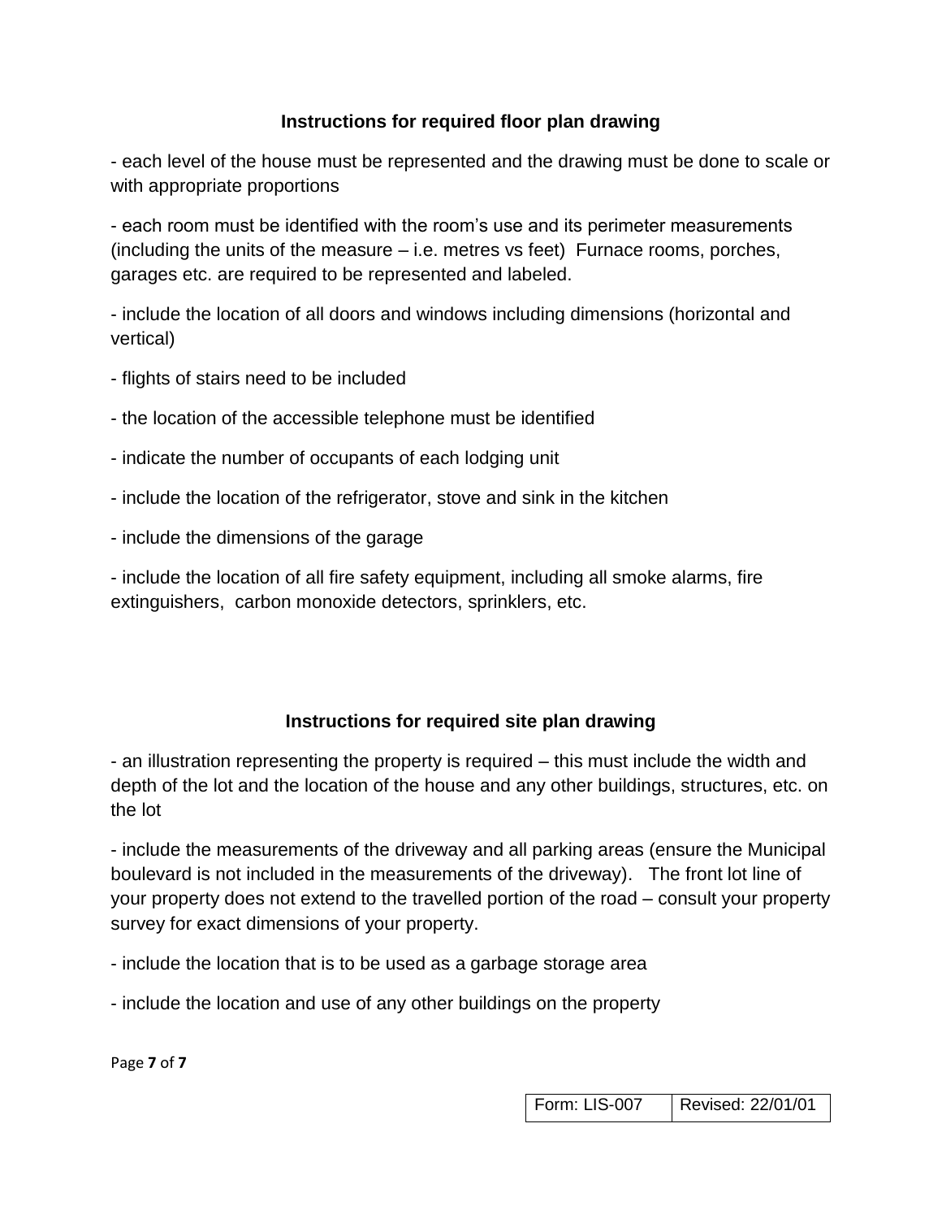### Instructions for required floor plan drawing

- each level of the house must be represented and the drawing must be done to scale or with appropriate proportions

- each room must be identified with the room's use and its perimeter measurements (including the units of the measure – i.e. metres vs feet) Furnace rooms, porches, garages etc. are required to be represented and labeled.

- include the location of all doors and windows including dimensions (horizontal and vertical)

- flights of stairs need to be included

- the location of the accessible telephone must be identified

- indicate the number of occupants of each lodging unit

- include the location of the refrigerator, stove and sink in the kitchen

- include the dimensions of the garage

- include the location of all fire safety equipment, including all smoke alarms, fire extinguishers, carbon monoxide detectors, sprinklers, etc.

### Instructions for required site plan drawing

- an illustration representing the property is required – this must include the width and depth of the lot and the location of the house and any other buildings, structures, etc. on the lot

- include the measurements of the driveway and all parking areas (ensure the Municipal boulevard is not included in the measurements of the driveway). The front lot line of your property does not extend to the travelled portion of the road – consult your property survey for exact dimensions of your property.

- include the location that is to be used as a garbage storage area

- include the location and use of any other buildings on the property

| | |
|---|---|
| Form: LIS-007 | Revised: 22/01/01 |